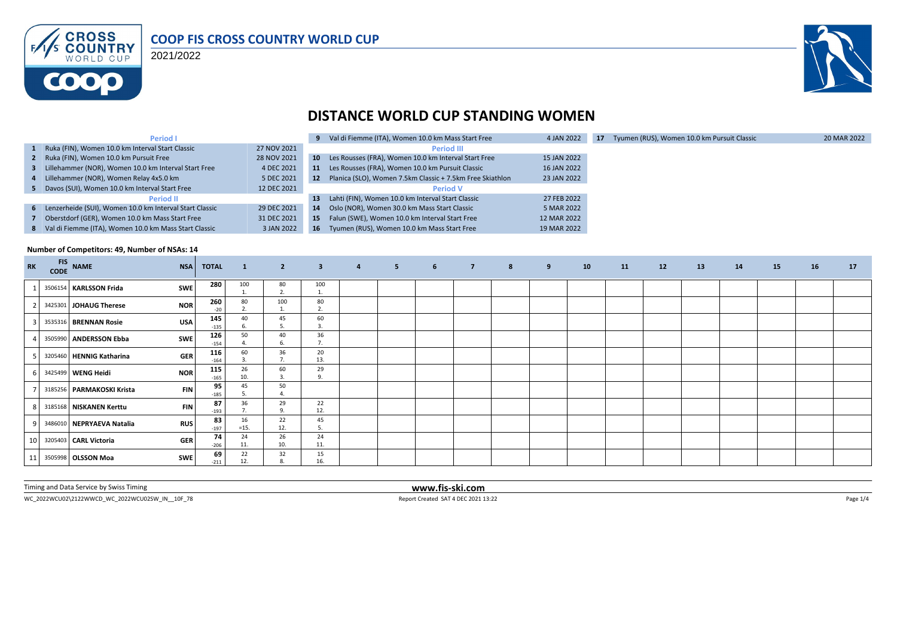# COOP FIS CROSS COUNTRY WORLD CUP

2021/2022

## DISTANCE WORLD CUP STANDING WOMEN

| # | Event | Date |
|---|---|---|
| | **Period I** | |
| 1 | Ruka (FIN), Women 10.0 km Interval Start Classic | 27 NOV 2021 |
| 2 | Ruka (FIN), Women 10.0 km Pursuit Free | 28 NOV 2021 |
| 3 | Lillehammer (NOR), Women 10.0 km Interval Start Free | 4 DEC 2021 |
| 4 | Lillehammer (NOR), Women Relay 4x5.0 km | 5 DEC 2021 |
| 5 | Davos (SUI), Women 10.0 km Interval Start Free | 12 DEC 2021 |
| | **Period II** | |
| 6 | Lenzerheide (SUI), Women 10.0 km Interval Start Classic | 29 DEC 2021 |
| 7 | Oberstdorf (GER), Women 10.0 km Mass Start Free | 31 DEC 2021 |
| 8 | Val di Fiemme (ITA), Women 10.0 km Mass Start Classic | 3 JAN 2022 |
| 9 | Val di Fiemme (ITA), Women 10.0 km Mass Start Free | 4 JAN 2022 |
| | **Period III** | |
| 10 | Les Rousses (FRA), Women 10.0 km Interval Start Free | 15 JAN 2022 |
| 11 | Les Rousses (FRA), Women 10.0 km Pursuit Classic | 16 JAN 2022 |
| 12 | Planica (SLO), Women 7.5km Classic + 7.5km Free Skiathlon | 23 JAN 2022 |
| | **Period V** | |
| 13 | Lahti (FIN), Women 10.0 km Interval Start Classic | 27 FEB 2022 |
| 14 | Oslo (NOR), Women 30.0 km Mass Start Classic | 5 MAR 2022 |
| 15 | Falun (SWE), Women 10.0 km Interval Start Free | 12 MAR 2022 |
| 16 | Tyumen (RUS), Women 10.0 km Mass Start Free | 19 MAR 2022 |
| 17 | Tyumen (RUS), Women 10.0 km Pursuit Classic | 20 MAR 2022 |

**Number of Competitors: 49, Number of NSAs: 14**

| RK | FIS CODE | NAME | NSA | TOTAL | 1 | 2 | 3 | 4 | 5 | 6 | 7 | 8 | 9 | 10 | 11 | 12 | 13 | 14 | 15 | 16 | 17 |
|---|---|---|---|---|---|---|---|---|---|---|---|---|---|---|---|---|---|---|---|---|---|
| 1 | 3506154 | **KARLSSON Frida** | SWE | **280** | 100 1. | 80 2. | 100 1. | | | | | | | | | | | | | | |
| 2 | 3425301 | **JOHAUG Therese** | NOR | **260** -20 | 80 2. | 100 1. | 80 2. | | | | | | | | | | | | | | |
| 3 | 3535316 | **BRENNAN Rosie** | USA | **145** -135 | 40 6. | 45 5. | 60 3. | | | | | | | | | | | | | | |
| 4 | 3505990 | **ANDERSSON Ebba** | SWE | **126** -154 | 50 4. | 40 6. | 36 7. | | | | | | | | | | | | | | |
| 5 | 3205460 | **HENNIG Katharina** | GER | **116** -164 | 60 3. | 36 7. | 20 13. | | | | | | | | | | | | | | |
| 6 | 3425499 | **WENG Heidi** | NOR | **115** -165 | 26 10. | 60 3. | 29 9. | | | | | | | | | | | | | | |
| 7 | 3185256 | **PARMAKOSKI Krista** | FIN | **95** -185 | 45 5. | 50 4. | | | | | | | | | | | | | | | |
| 8 | 3185168 | **NISKANEN Kerttu** | FIN | **87** -193 | 36 7. | 29 9. | 22 12. | | | | | | | | | | | | | | |
| 9 | 3486010 | **NEPRYAEVA Natalia** | RUS | **83** -197 | 16 =15. | 22 12. | 45 5. | | | | | | | | | | | | | | |
| 10 | 3205403 | **CARL Victoria** | GER | **74** -206 | 24 11. | 26 10. | 24 11. | | | | | | | | | | | | | | |
| 11 | 3505998 | **OLSSON Moa** | SWE | **69** -211 | 22 12. | 32 8. | 15 16. | | | | | | | | | | | | | | |

Timing and Data Service by Swiss Timing

**www.fis-ski.com**

WC_2022WCU02\2122WWCD_WC_2022WCU02SW_IN__10F_78

Report Created SAT 4 DEC 2021 13:22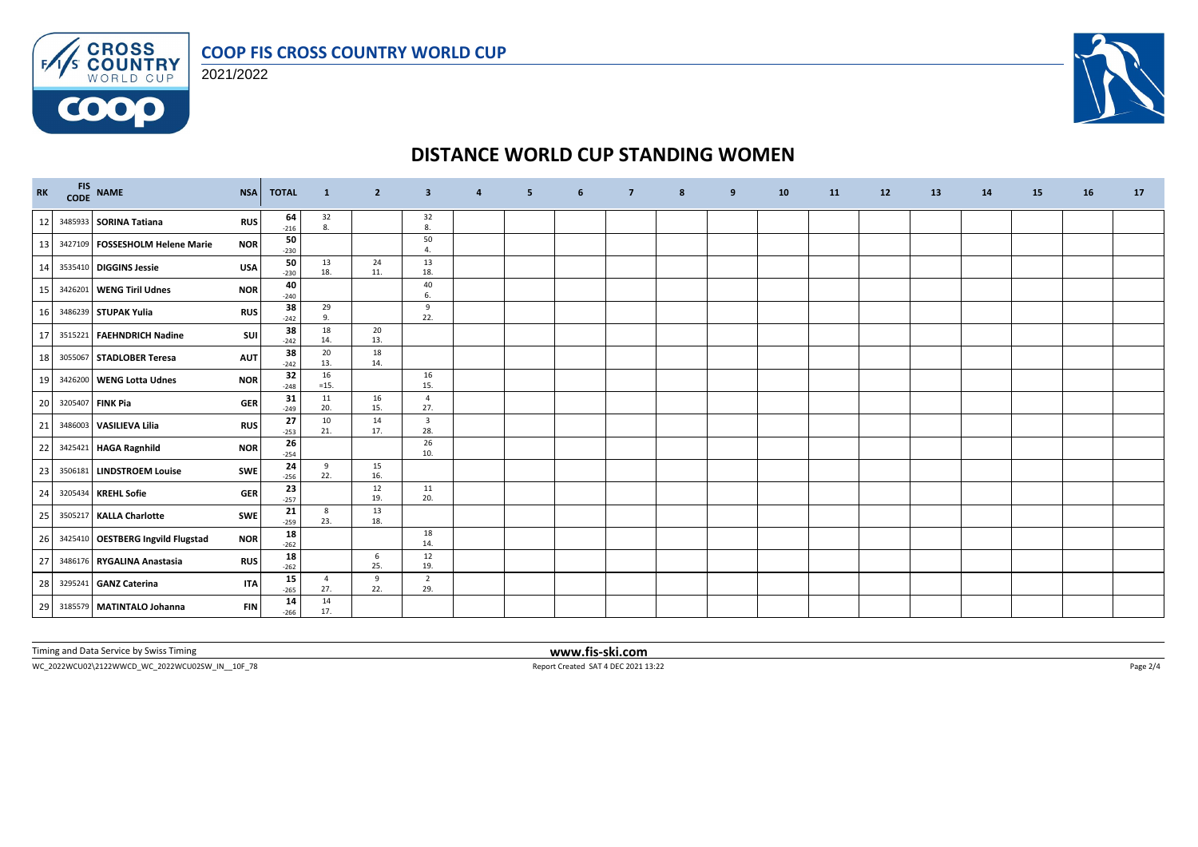# COOP FIS CROSS COUNTRY WORLD CUP

2021/2022

## DISTANCE WORLD CUP STANDING WOMEN

| RK | FIS CODE | NAME | NSA | TOTAL | 1 | 2 | 3 | 4 | 5 | 6 | 7 | 8 | 9 | 10 | 11 | 12 | 13 | 14 | 15 | 16 | 17 |
|---|---|---|---|---|---|---|---|---|---|---|---|---|---|---|---|---|---|---|---|---|---|
| 12 | 3485933 | SORINA Tatiana | RUS | 64 -216 | 32 8. | | 32 8. | | | | | | | | | | | | | | |
| 13 | 3427109 | FOSSESHOLM Helene Marie | NOR | 50 -230 | | | 50 4. | | | | | | | | | | | | | | |
| 14 | 3535410 | DIGGINS Jessie | USA | 50 -230 | 13 18. | 24 11. | 13 18. | | | | | | | | | | | | | | |
| 15 | 3426201 | WENG Tiril Udnes | NOR | 40 -240 | | | 40 6. | | | | | | | | | | | | | | |
| 16 | 3486239 | STUPAK Yulia | RUS | 38 -242 | 29 9. | | 9 22. | | | | | | | | | | | | | | |
| 17 | 3515221 | FAEHNDRICH Nadine | SUI | 38 -242 | 18 14. | 20 13. | | | | | | | | | | | | | | | |
| 18 | 3055067 | STADLOBER Teresa | AUT | 38 -242 | 20 13. | 18 14. | | | | | | | | | | | | | | | |
| 19 | 3426200 | WENG Lotta Udnes | NOR | 32 -248 | 16 =15. | | 16 15. | | | | | | | | | | | | | | |
| 20 | 3205407 | FINK Pia | GER | 31 -249 | 11 20. | 16 15. | 4 27. | | | | | | | | | | | | | | |
| 21 | 3486003 | VASILIEVA Lilia | RUS | 27 -253 | 10 21. | 14 17. | 3 28. | | | | | | | | | | | | | | |
| 22 | 3425421 | HAGA Ragnhild | NOR | 26 -254 | | | 26 10. | | | | | | | | | | | | | | |
| 23 | 3506181 | LINDSTROEM Louise | SWE | 24 -256 | 9 22. | 15 16. | | | | | | | | | | | | | | | |
| 24 | 3205434 | KREHL Sofie | GER | 23 -257 | | 12 19. | 11 20. | | | | | | | | | | | | | | |
| 25 | 3505217 | KALLA Charlotte | SWE | 21 -259 | 8 23. | 13 18. | | | | | | | | | | | | | | | |
| 26 | 3425410 | OESTBERG Ingvild Flugstad | NOR | 18 -262 | | | 18 14. | | | | | | | | | | | | | | |
| 27 | 3486176 | RYGALINA Anastasia | RUS | 18 -262 | | 6 25. | 12 19. | | | | | | | | | | | | | | |
| 28 | 3295241 | GANZ Caterina | ITA | 15 -265 | 4 27. | 9 22. | 2 29. | | | | | | | | | | | | | | |
| 29 | 3185579 | MATINTALO Johanna | FIN | 14 -266 | 14 17. | | | | | | | | | | | | | | | | |

Timing and Data Service by Swiss Timing

www.fis-ski.com

WC_2022WCU02\2122WWCD_WC_2022WCU02SW_IN__10F_78

Report Created SAT 4 DEC 2021 13:22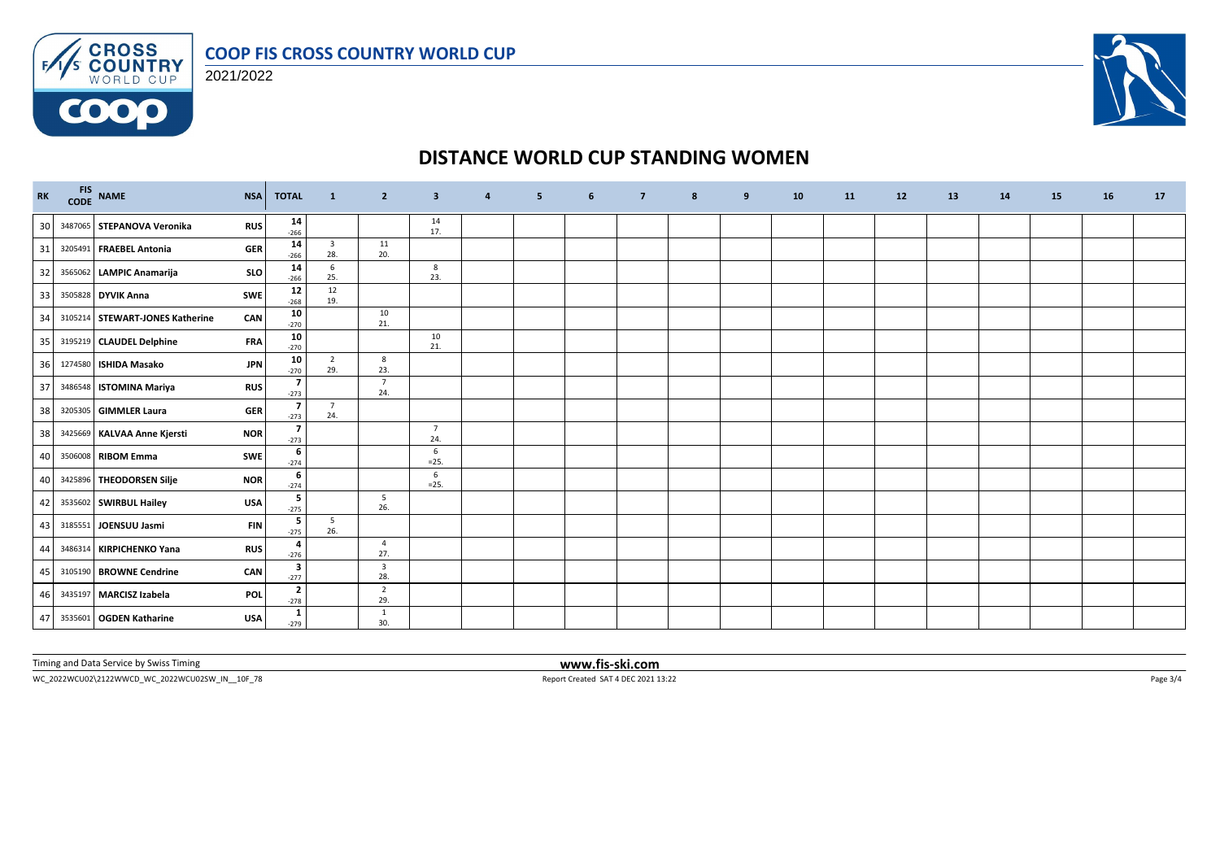# COOP FIS CROSS COUNTRY WORLD CUP

2021/2022

## DISTANCE WORLD CUP STANDING WOMEN

| RK | FIS CODE | NAME | NSA | TOTAL | 1 | 2 | 3 | 4 | 5 | 6 | 7 | 8 | 9 | 10 | 11 | 12 | 13 | 14 | 15 | 16 | 17 |
|---|---|---|---|---|---|---|---|---|---|---|---|---|---|---|---|---|---|---|---|---|---|
| 30 | 3487065 | STEPANOVA Veronika | RUS | 14 -266 | | | 14 17. | | | | | | | | | | | | | | |
| 31 | 3205491 | FRAEBEL Antonia | GER | 14 -266 | 3 28. | 11 20. | | | | | | | | | | | | | | | |
| 32 | 3565062 | LAMPIC Anamarija | SLO | 14 -266 | 6 25. | | 8 23. | | | | | | | | | | | | | | |
| 33 | 3505828 | DYVIK Anna | SWE | 12 -268 | 12 19. | | | | | | | | | | | | | | | | |
| 34 | 3105214 | STEWART-JONES Katherine | CAN | 10 -270 | | 10 21. | | | | | | | | | | | | | | | |
| 35 | 3195219 | CLAUDEL Delphine | FRA | 10 -270 | | | 10 21. | | | | | | | | | | | | | | |
| 36 | 1274580 | ISHIDA Masako | JPN | 10 -270 | 2 29. | 8 23. | | | | | | | | | | | | | | | |
| 37 | 3486548 | ISTOMINA Mariya | RUS | 7 -273 | | 7 24. | | | | | | | | | | | | | | | |
| 38 | 3205305 | GIMMLER Laura | GER | 7 -273 | 7 24. | | | | | | | | | | | | | | | | |
| 38 | 3425669 | KALVAA Anne Kjersti | NOR | 7 -273 | | | 7 24. | | | | | | | | | | | | | | |
| 40 | 3506008 | RIBOM Emma | SWE | 6 -274 | | | 6 =25. | | | | | | | | | | | | | | |
| 40 | 3425896 | THEODORSEN Silje | NOR | 6 -274 | | | 6 =25. | | | | | | | | | | | | | | |
| 42 | 3535602 | SWIRBUL Hailey | USA | 5 -275 | | 5 26. | | | | | | | | | | | | | | | |
| 43 | 3185551 | JOENSUU Jasmi | FIN | 5 -275 | 5 26. | | | | | | | | | | | | | | | | |
| 44 | 3486314 | KIRPICHENKO Yana | RUS | 4 -276 | | 4 27. | | | | | | | | | | | | | | | |
| 45 | 3105190 | BROWNE Cendrine | CAN | 3 -277 | | 3 28. | | | | | | | | | | | | | | | |
| 46 | 3435197 | MARCISZ Izabela | POL | 2 -278 | | 2 29. | | | | | | | | | | | | | | | |
| 47 | 3535601 | OGDEN Katharine | USA | 1 -279 | | 1 30. | | | | | | | | | | | | | | | |

Timing and Data Service by Swiss Timing

www.fis-ski.com

WC_2022WCU02\2122WWCD_WC_2022WCU02SW_IN__10F_78

Report Created SAT 4 DEC 2021 13:22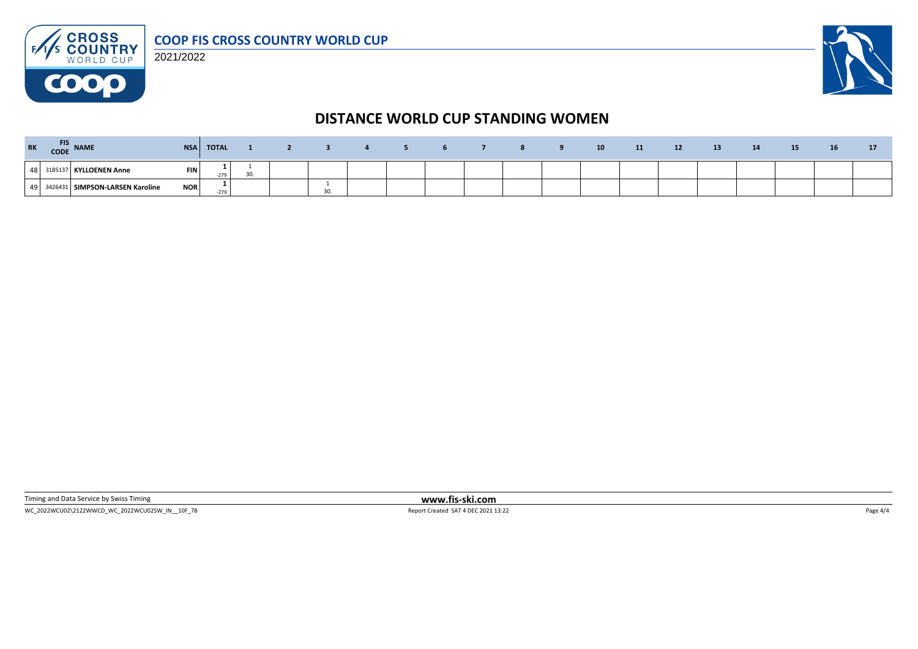# DISTANCE WORLD CUP STANDING WOMEN

| RK | FIS CODE | NAME | NSA | TOTAL | 1 | 2 | 3 | 4 | 5 | 6 | 7 | 8 | 9 | 10 | 11 | 12 | 13 | 14 | 15 | 16 | 17 |
|---|---|---|---|---|---|---|---|---|---|---|---|---|---|---|---|---|---|---|---|---|---|
| 48 | 3185137 | KYLLOENEN Anne | FIN | 1 -279 | 1 30. | | | | | | | | | | | | | | | | |
| 49 | 3426431 | SIMPSON-LARSEN Karoline | NOR | 1 -279 | | | 1 30. | | | | | | | | | | | | | | |

Timing and Data Service by Swiss Timing

www.fis-ski.com

WC_2022WCU02\2122WWCD_WC_2022WCU02SW_IN__10F_78

Report Created SAT 4 DEC 2021 13:22